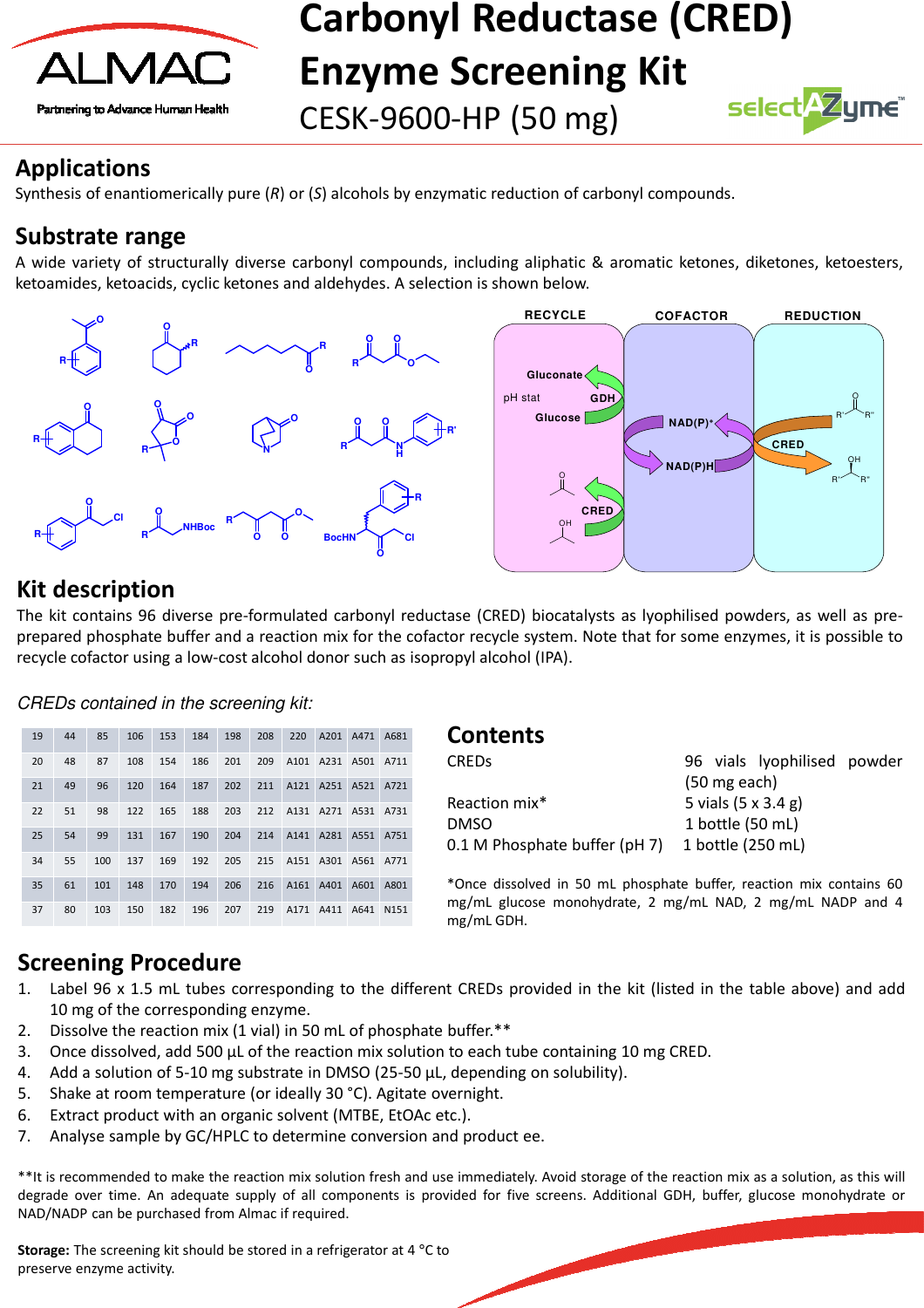# Carbonyl Reductase (CRED) Enzyme Screening Kit

CESK-9600-HP (50 mg)

## Applications

Synthesis of enantiomerically pure (*R*) or (*S*) alcohols by enzymatic reduction of carbonyl compounds.

## Substrate range

A wide variety of structurally diverse carbonyl compounds, including aliphatic & aromatic ketones, diketones, ketoesters, ketoamides, ketoacids, cyclic ketones and aldehydes. A selection is shown below.

## Kit description

The kit contains 96 diverse pre-formulated carbonyl reductase (CRED) biocatalysts as lyophilised powders, as well as pre-prepared phosphate buffer and a reaction mix for the cofactor recycle system. Note that for some enzymes, it is possible to recycle cofactor using a low-cost alcohol donor such as isopropyl alcohol (IPA).

*CREDs contained in the screening kit:*

| | | | | | | | | | | | |
|---|---|---|---|---|---|---|---|---|---|---|---|
| 19 | 44 | 85 | 106 | 153 | 184 | 198 | 208 | 220 | A101 | A471 | A681 |
| 20 | 48 | 87 | 108 | 154 | 186 | 201 | 209 | A101 | A231 | A501 | A711 |
| 21 | 49 | 96 | 120 | 164 | 187 | 202 | 211 | A121 | A251 | A521 | A721 |
| 22 | 51 | 98 | 122 | 165 | 188 | 203 | 212 | A131 | A271 | A531 | A731 |
| 25 | 54 | 99 | 131 | 167 | 190 | 204 | 214 | A141 | A281 | A551 | A751 |
| 34 | 55 | 100 | 137 | 169 | 192 | 205 | 215 | A151 | A301 | A561 | A771 |
| 35 | 61 | 101 | 148 | 170 | 194 | 206 | 216 | A161 | A401 | A601 | A801 |
| 37 | 80 | 103 | 150 | 182 | 196 | 207 | 219 | A171 | A411 | A641 | N151 |

## Contents

| | |
|---|---|
| CREDs | 96 vials lyophilised powder (50 mg each) |
| Reaction mix* | 5 vials (5 x 3.4 g) |
| DMSO | 1 bottle (50 mL) |
| 0.1 M Phosphate buffer (pH 7) | 1 bottle (250 mL) |

*Once dissolved in 50 mL phosphate buffer, reaction mix contains 60 mg/mL glucose monohydrate, 2 mg/mL NAD, 2 mg/mL NADP and 4 mg/mL GDH.

## Screening Procedure

1. Label 96 x 1.5 mL tubes corresponding to the different CREDs provided in the kit (listed in the table above) and add 10 mg of the corresponding enzyme.
2. Dissolve the reaction mix (1 vial) in 50 mL of phosphate buffer.**
3. Once dissolved, add 500 µL of the reaction mix solution to each tube containing 10 mg CRED.
4. Add a solution of 5-10 mg substrate in DMSO (25-50 µL, depending on solubility).
5. Shake at room temperature (or ideally 30 °C). Agitate overnight.
6. Extract product with an organic solvent (MTBE, EtOAc etc.).
7. Analyse sample by GC/HPLC to determine conversion and product ee.

**It is recommended to make the reaction mix solution fresh and use immediately. Avoid storage of the reaction mix as a solution, as this will degrade over time. An adequate supply of all components is provided for five screens. Additional GDH, buffer, glucose monohydrate or NAD/NADP can be purchased from Almac if required.

**Storage:** The screening kit should be stored in a refrigerator at 4 °C to preserve enzyme activity.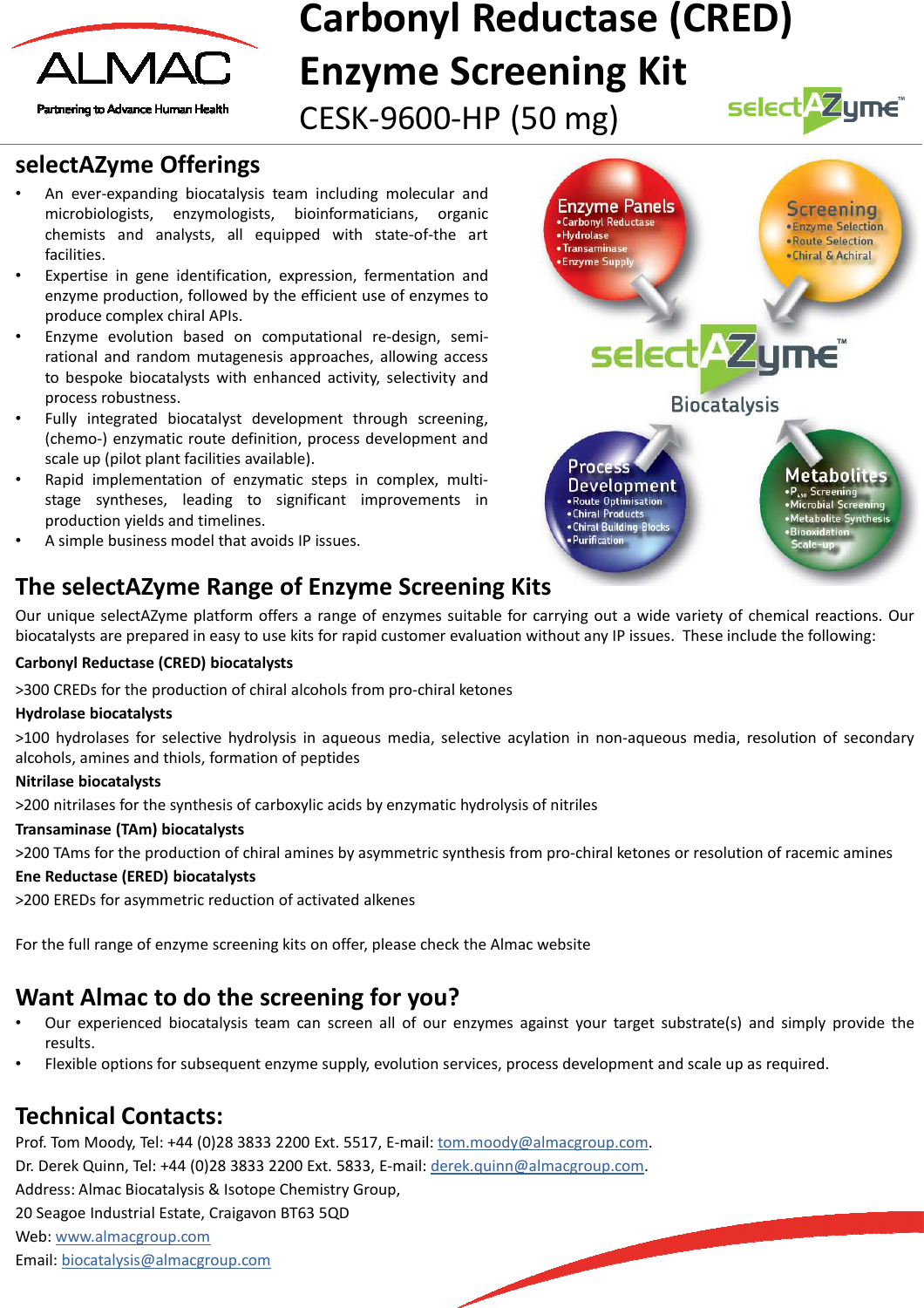# Carbonyl Reductase (CRED) Enzyme Screening Kit

CESK-9600-HP (50 mg)

## selectAZyme Offerings

- An ever-expanding biocatalysis team including molecular and microbiologists, enzymologists, bioinformaticians, organic chemists and analysts, all equipped with state-of-the art facilities.
- Expertise in gene identification, expression, fermentation and enzyme production, followed by the efficient use of enzymes to produce complex chiral APIs.
- Enzyme evolution based on computational re-design, semi-rational and random mutagenesis approaches, allowing access to bespoke biocatalysts with enhanced activity, selectivity and process robustness.
- Fully integrated biocatalyst development through screening, (chemo-) enzymatic route definition, process development and scale up (pilot plant facilities available).
- Rapid implementation of enzymatic steps in complex, multi-stage syntheses, leading to significant improvements in production yields and timelines.
- A simple business model that avoids IP issues.

Enzyme Panels
- Carbonyl Reductase
- Hydrolase
- Transaminase
- Enzyme Supply

Screening
- Enzyme Selection
- Route Selection
- Chiral & Achiral

selectAZyme™ Biocatalysis

Process Development
- Route Optimisation
- Chiral Products
- Chiral Building Blocks
- Purification

Metabolites
- $P_{450}$ Screening
- Microbial Screening
- Metabolite Synthesis
- Biooxidation
- Scale-up

## The selectAZyme Range of Enzyme Screening Kits

Our unique selectAZyme platform offers a range of enzymes suitable for carrying out a wide variety of chemical reactions. Our biocatalysts are prepared in easy to use kits for rapid customer evaluation without any IP issues. These include the following:

**Carbonyl Reductase (CRED) biocatalysts**

>300 CREDs for the production of chiral alcohols from pro-chiral ketones

**Hydrolase biocatalysts**

>100 hydrolases for selective hydrolysis in aqueous media, selective acylation in non-aqueous media, resolution of secondary alcohols, amines and thiols, formation of peptides

**Nitrilase biocatalysts**

>200 nitrilases for the synthesis of carboxylic acids by enzymatic hydrolysis of nitriles

**Transaminase (TAm) biocatalysts**

>200 TAms for the production of chiral amines by asymmetric synthesis from pro-chiral ketones or resolution of racemic amines

**Ene Reductase (ERED) biocatalysts**

>200 EREDs for asymmetric reduction of activated alkenes

For the full range of enzyme screening kits on offer, please check the Almac website

## Want Almac to do the screening for you?

- Our experienced biocatalysis team can screen all of our enzymes against your target substrate(s) and simply provide the results.
- Flexible options for subsequent enzyme supply, evolution services, process development and scale up as required.

## Technical Contacts:

Prof. Tom Moody, Tel: +44 (0)28 3833 2200 Ext. 5517, E-mail: tom.moody@almacgroup.com.
Dr. Derek Quinn, Tel: +44 (0)28 3833 2200 Ext. 5833, E-mail: derek.quinn@almacgroup.com.
Address: Almac Biocatalysis & Isotope Chemistry Group,
20 Seagoe Industrial Estate, Craigavon BT63 5QD
Web: www.almacgroup.com
Email: biocatalysis@almacgroup.com